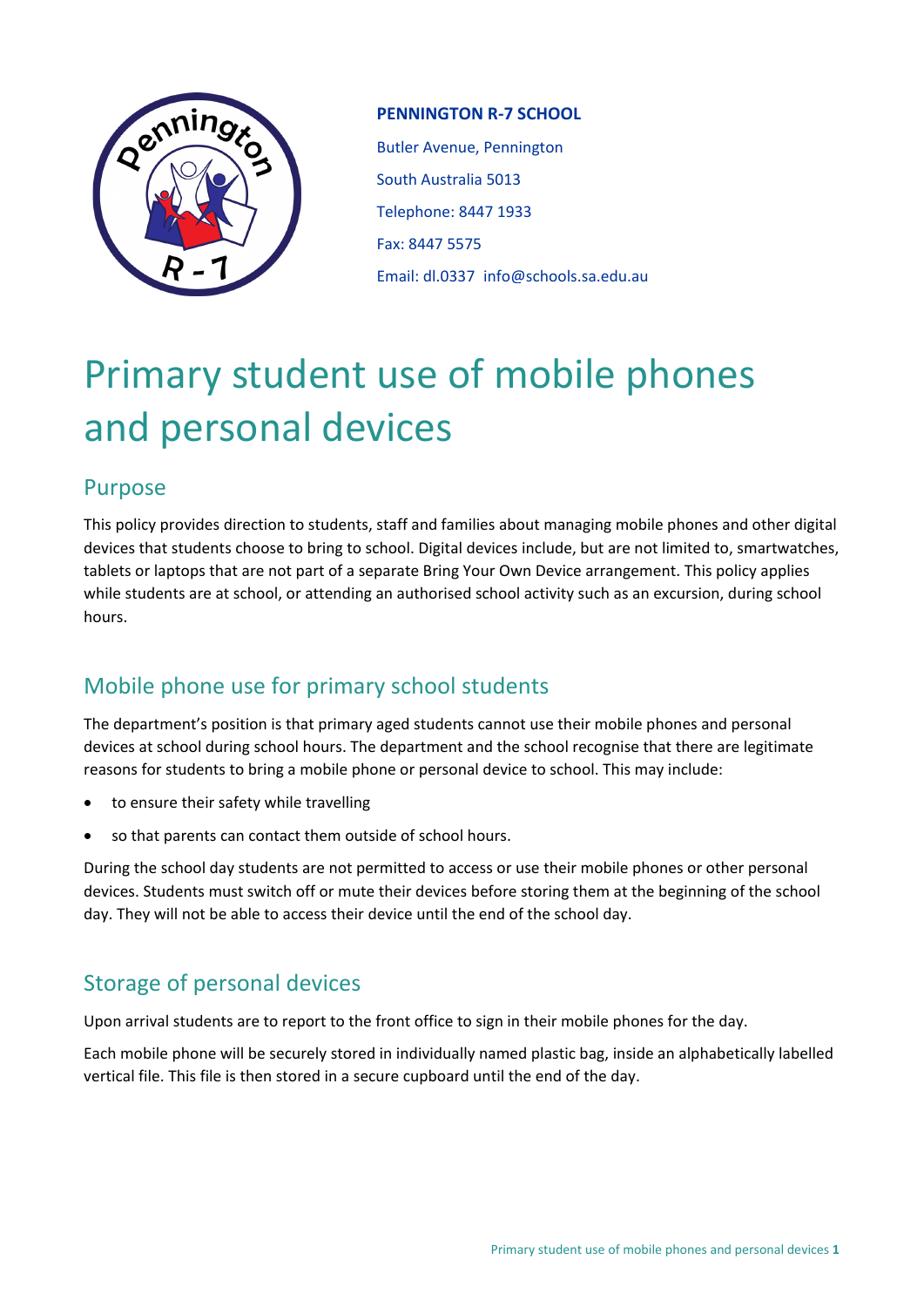**PENNINGTON R-7 SCHOOL**

Butler Avenue, Pennington

South Australia 5013

Telephone: 8447 1933

Fax: 8447 5575

Email: dl.0337 info@schools.sa.edu.au

# Primary student use of mobile phones and personal devices

## Purpose

This policy provides direction to students, staff and families about managing mobile phones and other digital devices that students choose to bring to school. Digital devices include, but are not limited to, smartwatches, tablets or laptops that are not part of a separate Bring Your Own Device arrangement. This policy applies while students are at school, or attending an authorised school activity such as an excursion, during school hours.

## Mobile phone use for primary school students

The department's position is that primary aged students cannot use their mobile phones and personal devices at school during school hours. The department and the school recognise that there are legitimate reasons for students to bring a mobile phone or personal device to school. This may include:

- to ensure their safety while travelling
- so that parents can contact them outside of school hours.

During the school day students are not permitted to access or use their mobile phones or other personal devices. Students must switch off or mute their devices before storing them at the beginning of the school day. They will not be able to access their device until the end of the school day.

## Storage of personal devices

Upon arrival students are to report to the front office to sign in their mobile phones for the day.

Each mobile phone will be securely stored in individually named plastic bag, inside an alphabetically labelled vertical file. This file is then stored in a secure cupboard until the end of the day.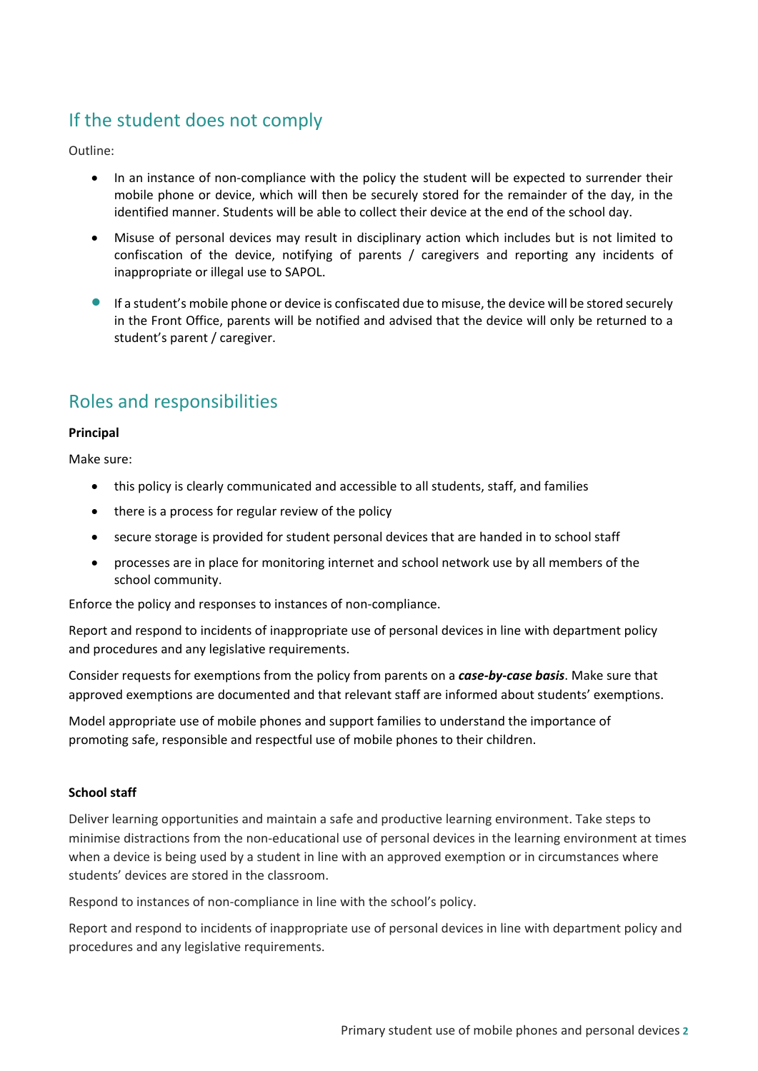## If the student does not comply

Outline:

- In an instance of non-compliance with the policy the student will be expected to surrender their mobile phone or device, which will then be securely stored for the remainder of the day, in the identified manner. Students will be able to collect their device at the end of the school day.
- Misuse of personal devices may result in disciplinary action which includes but is not limited to confiscation of the device, notifying of parents / caregivers and reporting any incidents of inappropriate or illegal use to SAPOL.
- If a student's mobile phone or device is confiscated due to misuse, the device will be stored securely in the Front Office, parents will be notified and advised that the device will only be returned to a student's parent / caregiver.

## Roles and responsibilities

**Principal**

Make sure:

- this policy is clearly communicated and accessible to all students, staff, and families
- there is a process for regular review of the policy
- secure storage is provided for student personal devices that are handed in to school staff
- processes are in place for monitoring internet and school network use by all members of the school community.

Enforce the policy and responses to instances of non-compliance.

Report and respond to incidents of inappropriate use of personal devices in line with department policy and procedures and any legislative requirements.

Consider requests for exemptions from the policy from parents on a ***case-by-case basis***. Make sure that approved exemptions are documented and that relevant staff are informed about students' exemptions.

Model appropriate use of mobile phones and support families to understand the importance of promoting safe, responsible and respectful use of mobile phones to their children.

**School staff**

Deliver learning opportunities and maintain a safe and productive learning environment. Take steps to minimise distractions from the non-educational use of personal devices in the learning environment at times when a device is being used by a student in line with an approved exemption or in circumstances where students' devices are stored in the classroom.

Respond to instances of non-compliance in line with the school's policy.

Report and respond to incidents of inappropriate use of personal devices in line with department policy and procedures and any legislative requirements.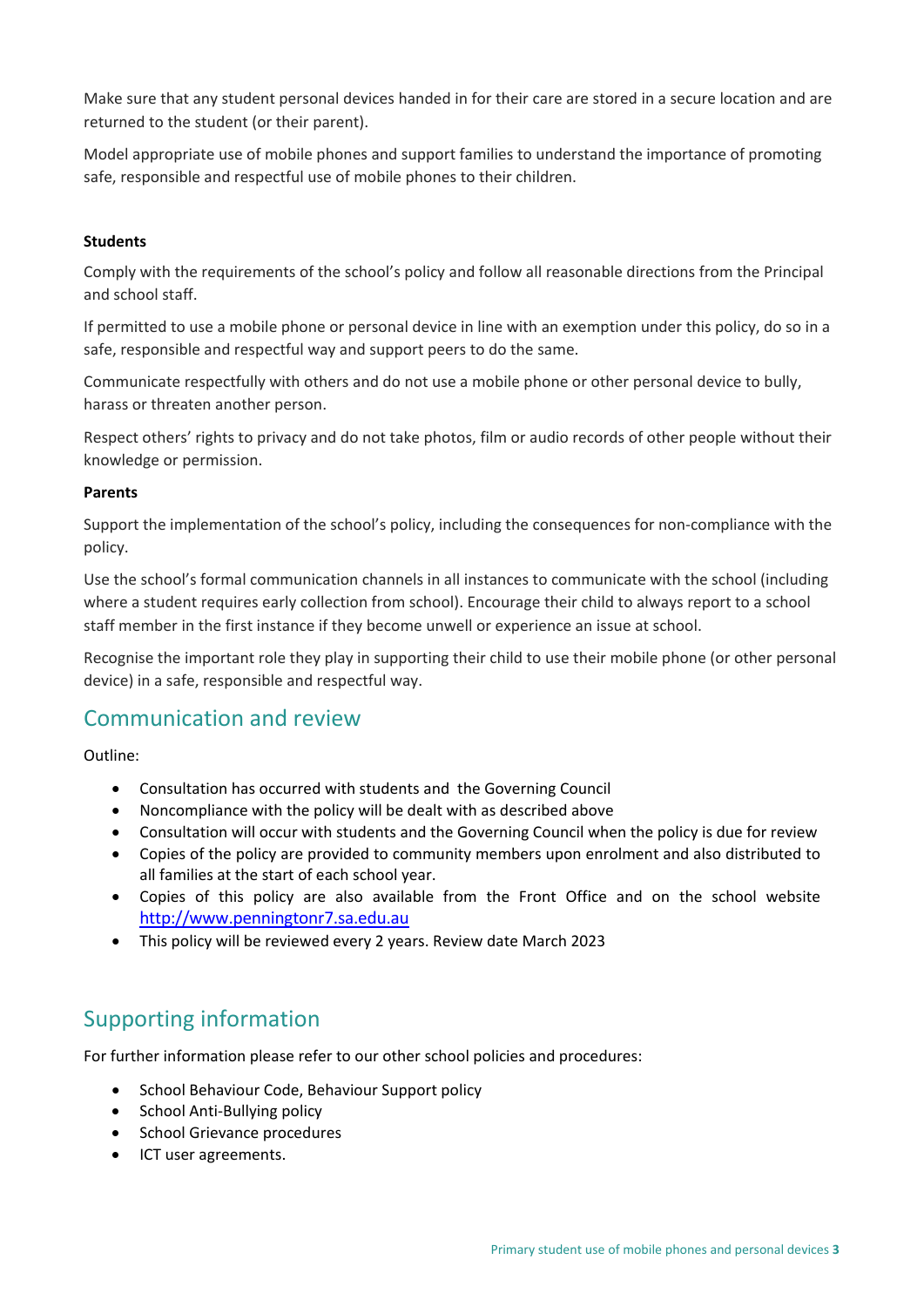Make sure that any student personal devices handed in for their care are stored in a secure location and are returned to the student (or their parent).

Model appropriate use of mobile phones and support families to understand the importance of promoting safe, responsible and respectful use of mobile phones to their children.

**Students**

Comply with the requirements of the school's policy and follow all reasonable directions from the Principal and school staff.

If permitted to use a mobile phone or personal device in line with an exemption under this policy, do so in a safe, responsible and respectful way and support peers to do the same.

Communicate respectfully with others and do not use a mobile phone or other personal device to bully, harass or threaten another person.

Respect others' rights to privacy and do not take photos, film or audio records of other people without their knowledge or permission.

**Parents**

Support the implementation of the school's policy, including the consequences for non-compliance with the policy.

Use the school's formal communication channels in all instances to communicate with the school (including where a student requires early collection from school). Encourage their child to always report to a school staff member in the first instance if they become unwell or experience an issue at school.

Recognise the important role they play in supporting their child to use their mobile phone (or other personal device) in a safe, responsible and respectful way.

## Communication and review

Outline:

- Consultation has occurred with students and the Governing Council
- Noncompliance with the policy will be dealt with as described above
- Consultation will occur with students and the Governing Council when the policy is due for review
- Copies of the policy are provided to community members upon enrolment and also distributed to all families at the start of each school year.
- Copies of this policy are also available from the Front Office and on the school website http://www.penningtonr7.sa.edu.au
- This policy will be reviewed every 2 years. Review date March 2023

## Supporting information

For further information please refer to our other school policies and procedures:

- School Behaviour Code, Behaviour Support policy
- School Anti-Bullying policy
- School Grievance procedures
- ICT user agreements.